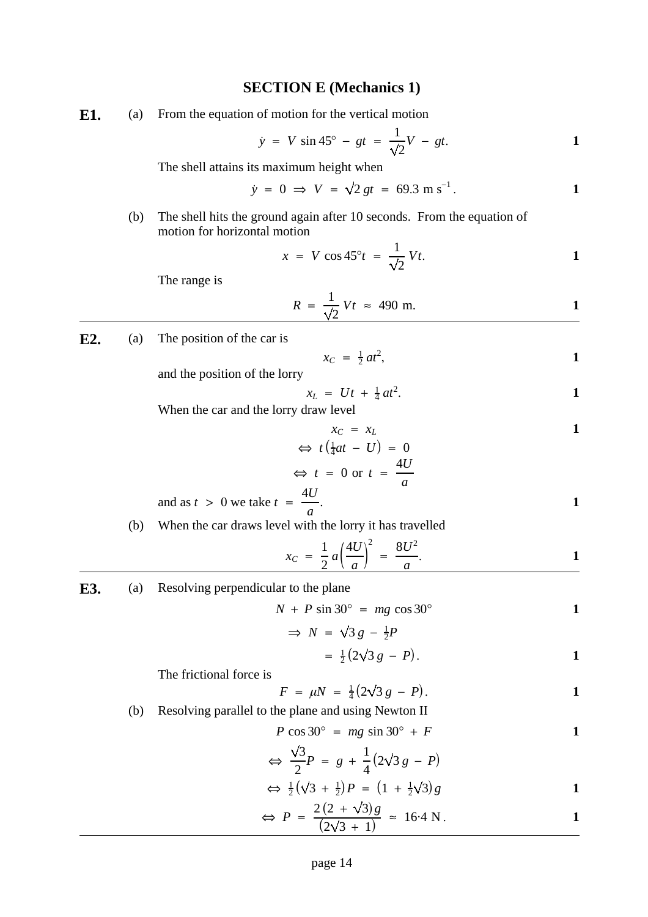# SECTION E (Mechanics 1)

**E1.** (a) From the equation of motion for the vertical motion

$$\dot{y} = V \sin 45^\circ - gt = \frac{1}{\sqrt{2}}V - gt. \qquad \mathbf{1}$$

The shell attains its maximum height when

$$\dot{y} = 0 \Rightarrow V = \sqrt{2}\, gt = 69.3 \text{ m s}^{-1}. \qquad \mathbf{1}$$

(b) The shell hits the ground again after 10 seconds. From the equation of motion for horizontal motion

$$x = V \cos 45^\circ t = \frac{1}{\sqrt{2}} Vt. \qquad \mathbf{1}$$

The range is

$$R = \frac{1}{\sqrt{2}} Vt \approx 490 \text{ m}. \qquad \mathbf{1}$$

---

**E2.** (a) The position of the car is

$$x_C = \tfrac{1}{2} at^2, \qquad \mathbf{1}$$

and the position of the lorry

$$x_L = Ut + \tfrac{1}{4} at^2. \qquad \mathbf{1}$$

When the car and the lorry draw level

$$x_C = x_L \qquad \mathbf{1}$$

$$\Leftrightarrow t\left(\tfrac{1}{4}at - U\right) = 0$$

$$\Leftrightarrow t = 0 \text{ or } t = \frac{4U}{a}$$

and as $t > 0$ we take $t = \dfrac{4U}{a}$. $\qquad \mathbf{1}$

(b) When the car draws level with the lorry it has travelled

$$x_C = \frac{1}{2} a \left(\frac{4U}{a}\right)^2 = \frac{8U^2}{a}. \qquad \mathbf{1}$$

---

**E3.** (a) Resolving perpendicular to the plane

$$N + P \sin 30^\circ = mg \cos 30^\circ \qquad \mathbf{1}$$

$$\Rightarrow N = \sqrt{3}\, g - \tfrac{1}{2}P$$

$$= \tfrac{1}{2}\left(2\sqrt{3}\, g - P\right). \qquad \mathbf{1}$$

The frictional force is

$$F = \mu N = \tfrac{1}{4}\left(2\sqrt{3}\, g - P\right). \qquad \mathbf{1}$$

(b) Resolving parallel to the plane and using Newton II

$$P \cos 30^\circ = mg \sin 30^\circ + F \qquad \mathbf{1}$$

$$\Leftrightarrow \frac{\sqrt{3}}{2}P = g + \frac{1}{4}\left(2\sqrt{3}\, g - P\right)$$

$$\Leftrightarrow \tfrac{1}{2}\left(\sqrt{3} + \tfrac{1}{2}\right)P = \left(1 + \tfrac{1}{2}\sqrt{3}\right)g \qquad \mathbf{1}$$

$$\Leftrightarrow P = \frac{2\left(2 + \sqrt{3}\right)g}{\left(2\sqrt{3} + 1\right)} \approx 16{\cdot}4 \text{ N}. \qquad \mathbf{1}$$

---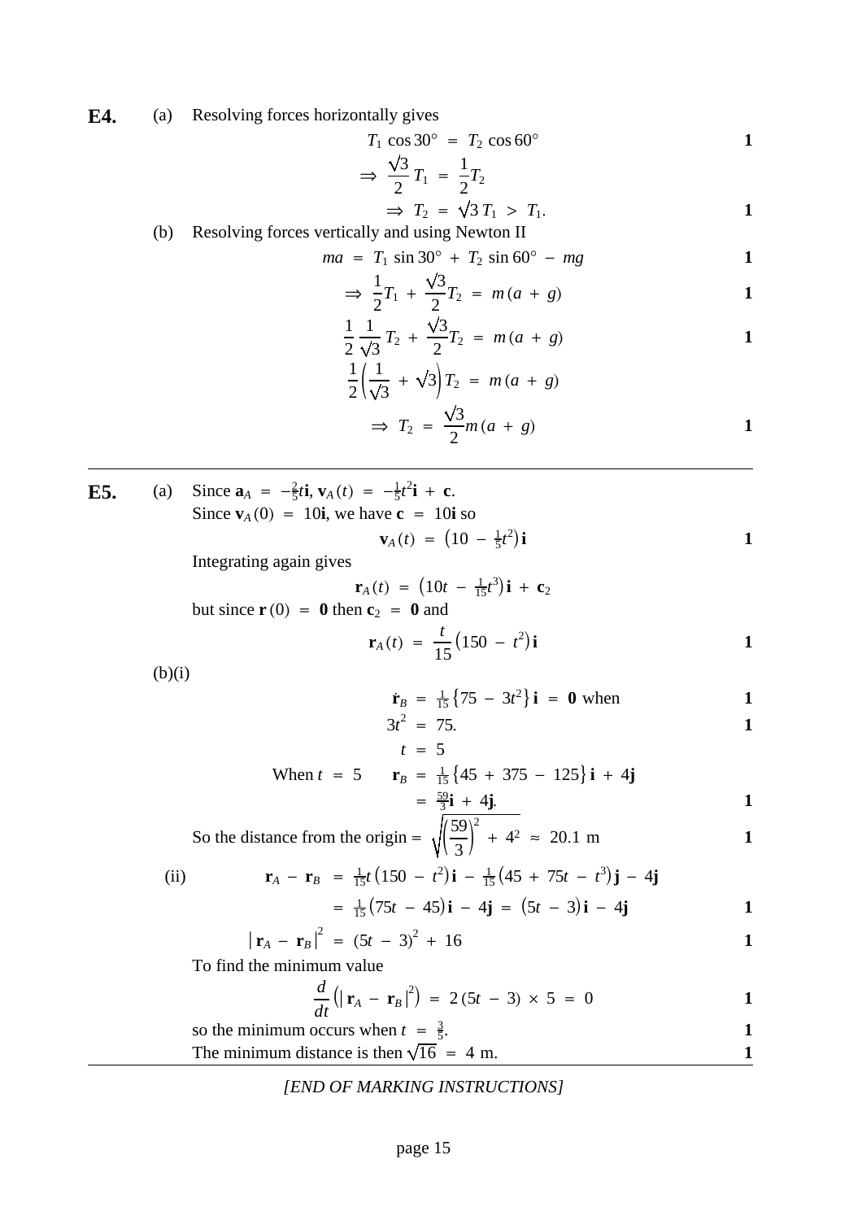**E4.** (a) Resolving forces horizontally gives

$$T_1 \cos 30° = T_2 \cos 60° \qquad \mathbf{1}$$

$$\Rightarrow \frac{\sqrt{3}}{2} T_1 = \frac{1}{2} T_2$$

$$\Rightarrow T_2 = \sqrt{3}\, T_1 > T_1. \qquad \mathbf{1}$$

(b) Resolving forces vertically and using Newton II

$$ma = T_1 \sin 30° + T_2 \sin 60° - mg \qquad \mathbf{1}$$

$$\Rightarrow \frac{1}{2} T_1 + \frac{\sqrt{3}}{2} T_2 = m(a + g) \qquad \mathbf{1}$$

$$\frac{1}{2} \frac{1}{\sqrt{3}} T_2 + \frac{\sqrt{3}}{2} T_2 = m(a + g) \qquad \mathbf{1}$$

$$\frac{1}{2}\left(\frac{1}{\sqrt{3}} + \sqrt{3}\right) T_2 = m(a + g)$$

$$\Rightarrow T_2 = \frac{\sqrt{3}}{2} m(a + g) \qquad \mathbf{1}$$

---

**E5.** (a) Since $\mathbf{a}_A = -\frac{2}{5}t\mathbf{i}$, $\mathbf{v}_A(t) = -\frac{1}{5}t^2\mathbf{i} + \mathbf{c}$.

Since $\mathbf{v}_A(0) = 10\mathbf{i}$, we have $\mathbf{c} = 10\mathbf{i}$ so

$$\mathbf{v}_A(t) = \left(10 - \tfrac{1}{5}t^2\right)\mathbf{i} \qquad \mathbf{1}$$

Integrating again gives

$$\mathbf{r}_A(t) = \left(10t - \tfrac{1}{15}t^3\right)\mathbf{i} + \mathbf{c}_2$$

but since $\mathbf{r}(0) = \mathbf{0}$ then $\mathbf{c}_2 = \mathbf{0}$ and

$$\mathbf{r}_A(t) = \frac{t}{15}\left(150 - t^2\right)\mathbf{i} \qquad \mathbf{1}$$

(b)(i)

$$\dot{\mathbf{r}}_B = \tfrac{1}{15}\left\{75 - 3t^2\right\}\mathbf{i} = \mathbf{0} \text{ when} \qquad \mathbf{1}$$

$$3t^2 = 75. \qquad \mathbf{1}$$

$$t = 5$$

When $t = 5$ $\quad \mathbf{r}_B = \tfrac{1}{15}\left\{45 + 375 - 125\right\}\mathbf{i} + 4\mathbf{j}$

$$= \tfrac{59}{3}\mathbf{i} + 4\mathbf{j}. \qquad \mathbf{1}$$

So the distance from the origin $= \sqrt{\left(\frac{59}{3}\right)^2 + 4^2} \approx 20.1$ m $\qquad \mathbf{1}$

(ii)

$$\mathbf{r}_A - \mathbf{r}_B = \tfrac{1}{15}t\left(150 - t^2\right)\mathbf{i} - \tfrac{1}{15}\left(45 + 75t - t^3\right)\mathbf{j} - 4\mathbf{j}$$

$$= \tfrac{1}{15}\left(75t - 45\right)\mathbf{i} - 4\mathbf{j} = (5t - 3)\mathbf{i} - 4\mathbf{j} \qquad \mathbf{1}$$

$$|\mathbf{r}_A - \mathbf{r}_B|^2 = (5t - 3)^2 + 16 \qquad \mathbf{1}$$

To find the minimum value

$$\frac{d}{dt}\left(|\mathbf{r}_A - \mathbf{r}_B|^2\right) = 2(5t - 3) \times 5 = 0 \qquad \mathbf{1}$$

so the minimum occurs when $t = \frac{3}{5}$. $\qquad \mathbf{1}$

The minimum distance is then $\sqrt{16} = 4$ m. $\qquad \mathbf{1}$

*[END OF MARKING INSTRUCTIONS]*